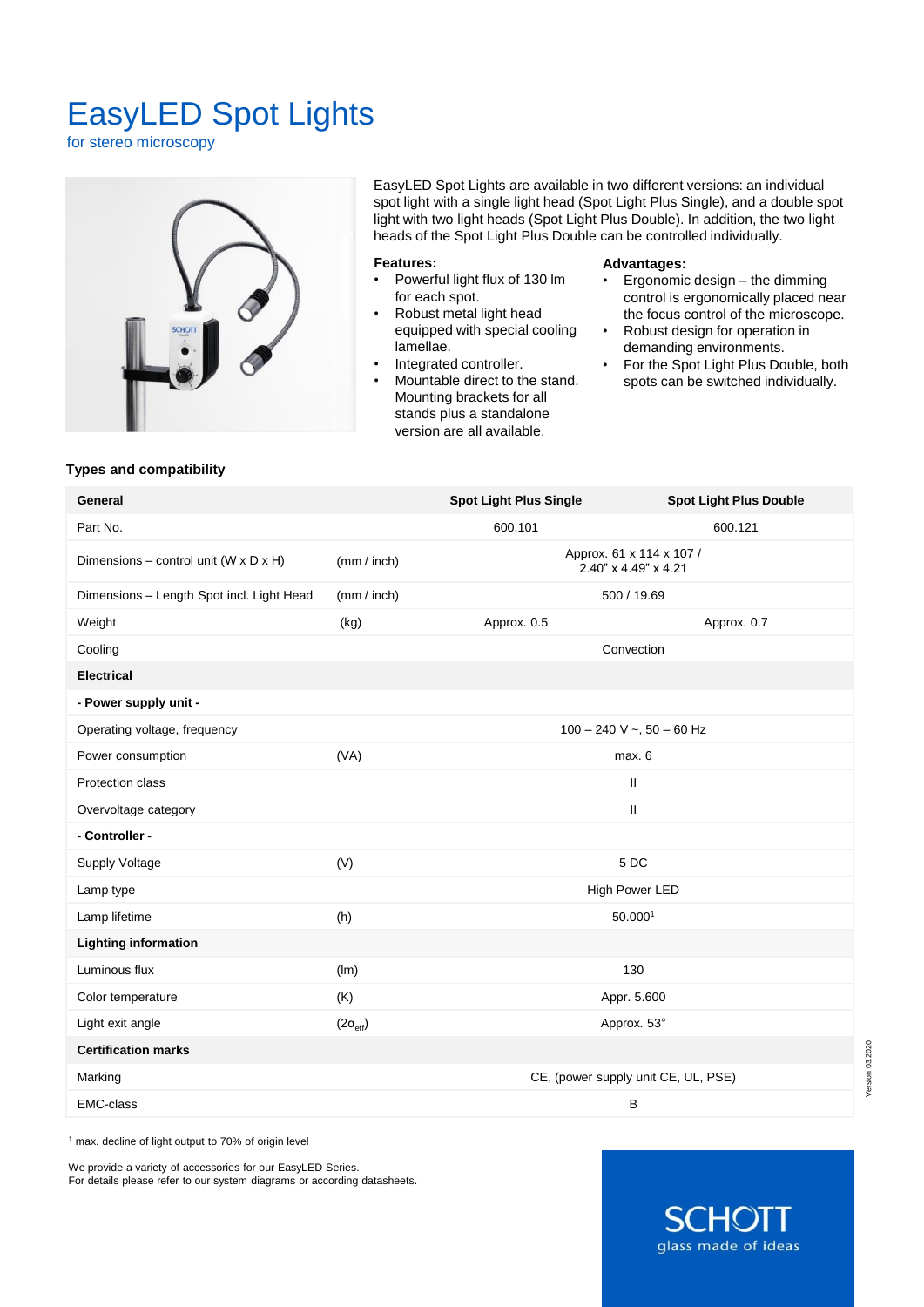# EasyLED Spot Lights

for stereo microscopy

EasyLED Spot Lights are available in two different versions: an individual spot light with a single light head (Spot Light Plus Single), and a double spot light with two light heads (Spot Light Plus Double). In addition, the two light heads of the Spot Light Plus Double can be controlled individually.

**Features:**

- Powerful light flux of 130 lm for each spot.
- Robust metal light head equipped with special cooling lamellae.
- Integrated controller.
- Mountable direct to the stand. Mounting brackets for all stands plus a standalone version are all available.

**Advantages:**

- Ergonomic design – the dimming control is ergonomically placed near the focus control of the microscope.
- Robust design for operation in demanding environments.
- For the Spot Light Plus Double, both spots can be switched individually.

### Types and compatibility

| General | | Spot Light Plus Single | Spot Light Plus Double |
|---|---|---|---|
| Part No. | | 600.101 | 600.121 |
| Dimensions – control unit (W x D x H) | (mm / inch) | Approx. 61 x 114 x 107 / 2.40" x 4.49" x 4.21 | |
| Dimensions – Length Spot incl. Light Head | (mm / inch) | 500 / 19.69 | |
| Weight | (kg) | Approx. 0.5 | Approx. 0.7 |
| Cooling | | Convection | |
| **Electrical** | | | |
| **- Power supply unit -** | | | |
| Operating voltage, frequency | | 100 – 240 V ~, 50 – 60 Hz | |
| Power consumption | (VA) | max. 6 | |
| Protection class | | II | |
| Overvoltage category | | II | |
| **- Controller -** | | | |
| Supply Voltage | (V) | 5 DC | |
| Lamp type | | High Power LED | |
| Lamp lifetime | (h) | 50.000[1] | |
| **Lighting information** | | | |
| Luminous flux | (lm) | 130 | |
| Color temperature | (K) | Appr. 5.600 | |
| Light exit angle | ($2\alpha_{eff}$) | Approx. 53° | |
| **Certification marks** | | | |
| Marking | | CE, (power supply unit CE, UL, PSE) | |
| EMC-class | | B | |

[1] max. decline of light output to 70% of origin level

We provide a variety of accessories for our EasyLED Series.
For details please refer to our system diagrams or according datasheets.

SCHOTT
glass made of ideas

Version 03.2020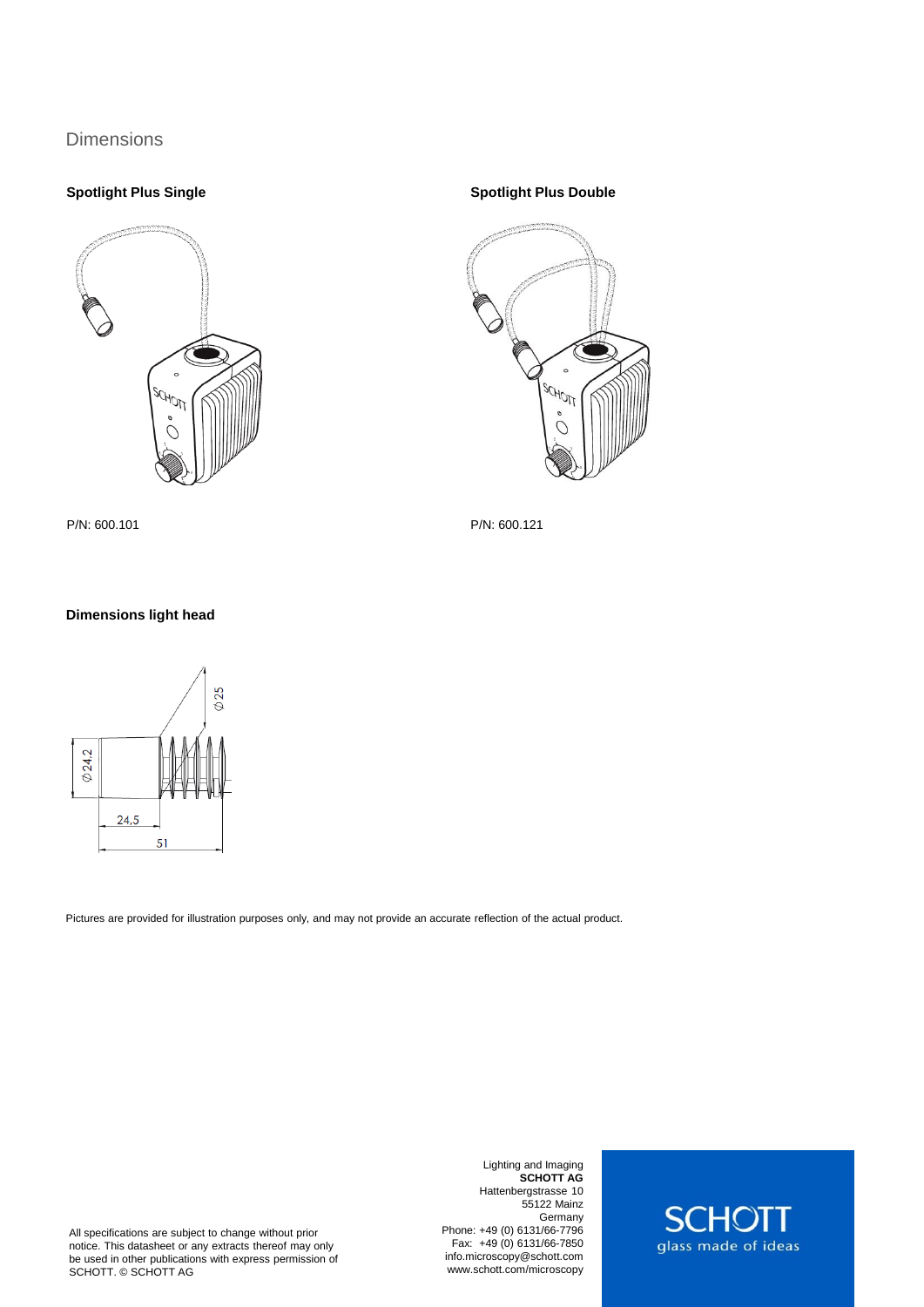## Dimensions

**Spotlight Plus Single**

P/N: 600.101

**Spotlight Plus Double**

P/N: 600.121

**Dimensions light head**

Ø25

Ø24,2

24,5

51

Pictures are provided for illustration purposes only, and may not provide an accurate reflection of the actual product.

All specifications are subject to change without prior notice. This datasheet or any extracts thereof may only be used in other publications with express permission of SCHOTT. © SCHOTT AG

Lighting and Imaging
**SCHOTT AG**
Hattenbergstrasse 10
55122 Mainz
Germany
Phone: +49 (0) 6131/66-7796
Fax: +49 (0) 6131/66-7850
info.microscopy@schott.com
www.schott.com/microscopy

SCHOTT
glass made of ideas